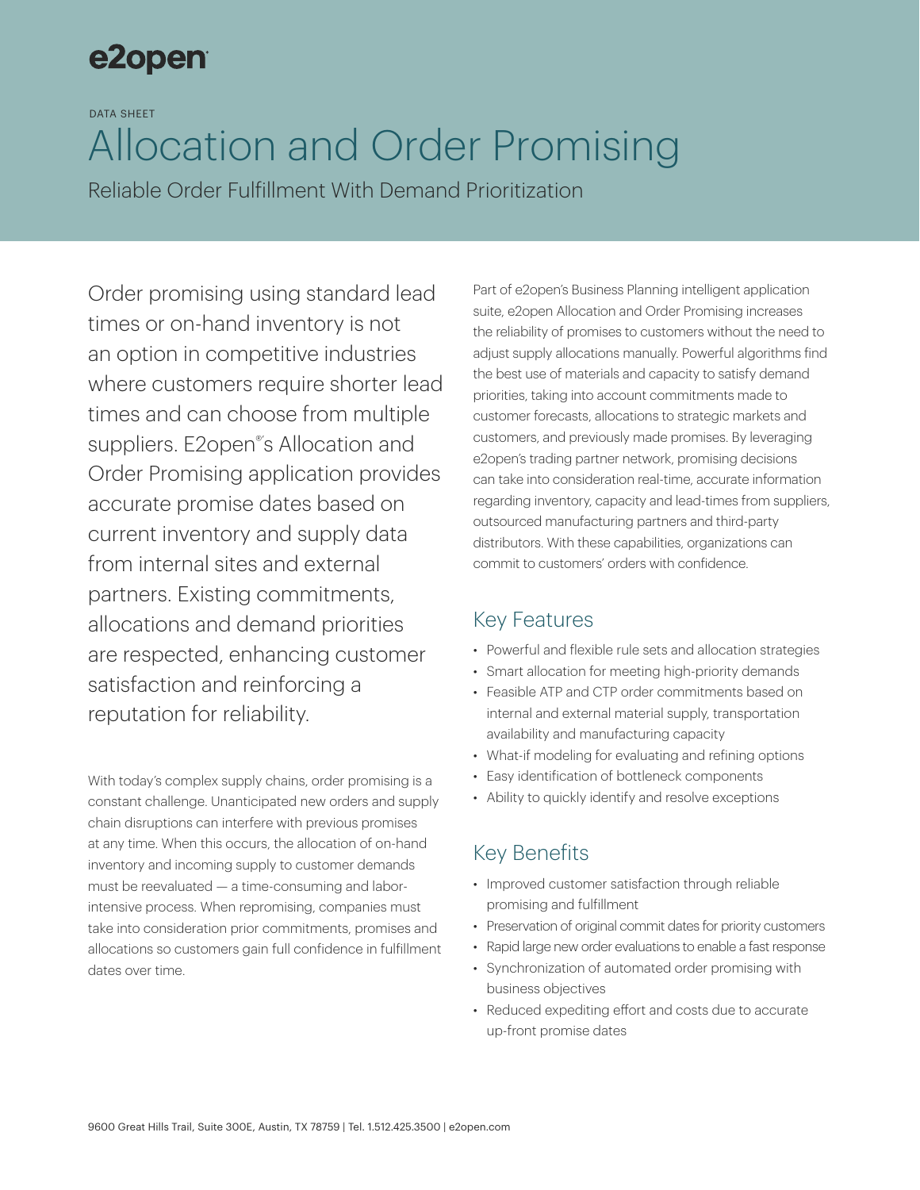e2open

DATA SHEET

# Allocation and Order Promising

## Reliable Order Fulfillment With Demand Prioritization

Order promising using standard lead times or on-hand inventory is not an option in competitive industries where customers require shorter lead times and can choose from multiple suppliers. E2open®'s Allocation and Order Promising application provides accurate promise dates based on current inventory and supply data from internal sites and external partners. Existing commitments, allocations and demand priorities are respected, enhancing customer satisfaction and reinforcing a reputation for reliability.

With today's complex supply chains, order promising is a constant challenge. Unanticipated new orders and supply chain disruptions can interfere with previous promises at any time. When this occurs, the allocation of on-hand inventory and incoming supply to customer demands must be reevaluated — a time-consuming and labor-intensive process. When repromising, companies must take into consideration prior commitments, promises and allocations so customers gain full confidence in fulfillment dates over time.

Part of e2open's Business Planning intelligent application suite, e2open Allocation and Order Promising increases the reliability of promises to customers without the need to adjust supply allocations manually. Powerful algorithms find the best use of materials and capacity to satisfy demand priorities, taking into account commitments made to customer forecasts, allocations to strategic markets and customers, and previously made promises. By leveraging e2open's trading partner network, promising decisions can take into consideration real-time, accurate information regarding inventory, capacity and lead-times from suppliers, outsourced manufacturing partners and third-party distributors. With these capabilities, organizations can commit to customers' orders with confidence.

## Key Features

- Powerful and flexible rule sets and allocation strategies
- Smart allocation for meeting high-priority demands
- Feasible ATP and CTP order commitments based on internal and external material supply, transportation availability and manufacturing capacity
- What-if modeling for evaluating and refining options
- Easy identification of bottleneck components
- Ability to quickly identify and resolve exceptions

## Key Benefits

- Improved customer satisfaction through reliable promising and fulfillment
- Preservation of original commit dates for priority customers
- Rapid large new order evaluations to enable a fast response
- Synchronization of automated order promising with business objectives
- Reduced expediting effort and costs due to accurate up-front promise dates

9600 Great Hills Trail, Suite 300E, Austin, TX 78759 | Tel. 1.512.425.3500 | e2open.com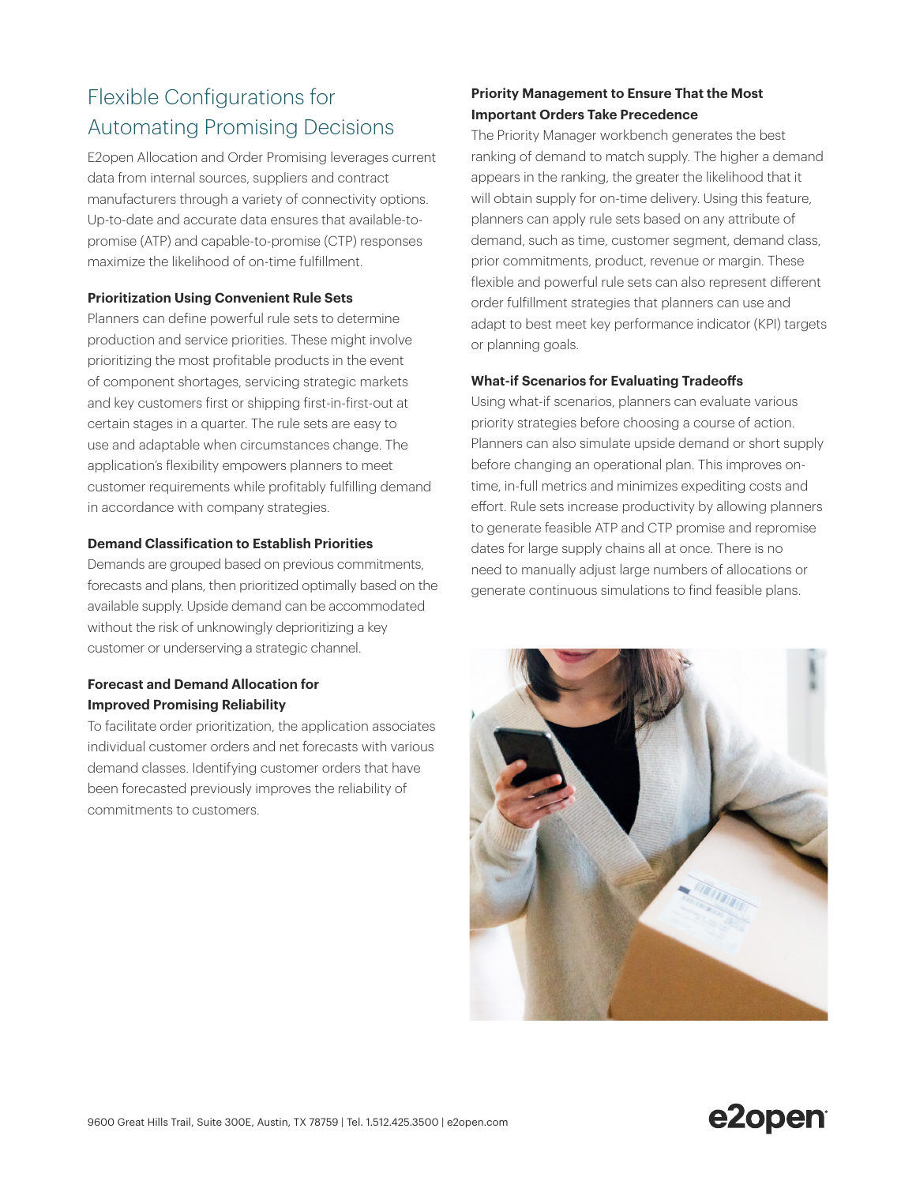## Flexible Configurations for Automating Promising Decisions

E2open Allocation and Order Promising leverages current data from internal sources, suppliers and contract manufacturers through a variety of connectivity options. Up-to-date and accurate data ensures that available-to-promise (ATP) and capable-to-promise (CTP) responses maximize the likelihood of on-time fulfillment.

**Prioritization Using Convenient Rule Sets**

Planners can define powerful rule sets to determine production and service priorities. These might involve prioritizing the most profitable products in the event of component shortages, servicing strategic markets and key customers first or shipping first-in-first-out at certain stages in a quarter. The rule sets are easy to use and adaptable when circumstances change. The application's flexibility empowers planners to meet customer requirements while profitably fulfilling demand in accordance with company strategies.

**Demand Classification to Establish Priorities**

Demands are grouped based on previous commitments, forecasts and plans, then prioritized optimally based on the available supply. Upside demand can be accommodated without the risk of unknowingly deprioritizing a key customer or underserving a strategic channel.

**Forecast and Demand Allocation for Improved Promising Reliability**

To facilitate order prioritization, the application associates individual customer orders and net forecasts with various demand classes. Identifying customer orders that have been forecasted previously improves the reliability of commitments to customers.

**Priority Management to Ensure That the Most Important Orders Take Precedence**

The Priority Manager workbench generates the best ranking of demand to match supply. The higher a demand appears in the ranking, the greater the likelihood that it will obtain supply for on-time delivery. Using this feature, planners can apply rule sets based on any attribute of demand, such as time, customer segment, demand class, prior commitments, product, revenue or margin. These flexible and powerful rule sets can also represent different order fulfillment strategies that planners can use and adapt to best meet key performance indicator (KPI) targets or planning goals.

**What-if Scenarios for Evaluating Tradeoffs**

Using what-if scenarios, planners can evaluate various priority strategies before choosing a course of action. Planners can also simulate upside demand or short supply before changing an operational plan. This improves on-time, in-full metrics and minimizes expediting costs and effort. Rule sets increase productivity by allowing planners to generate feasible ATP and CTP promise and repromise dates for large supply chains all at once. There is no need to manually adjust large numbers of allocations or generate continuous simulations to find feasible plans.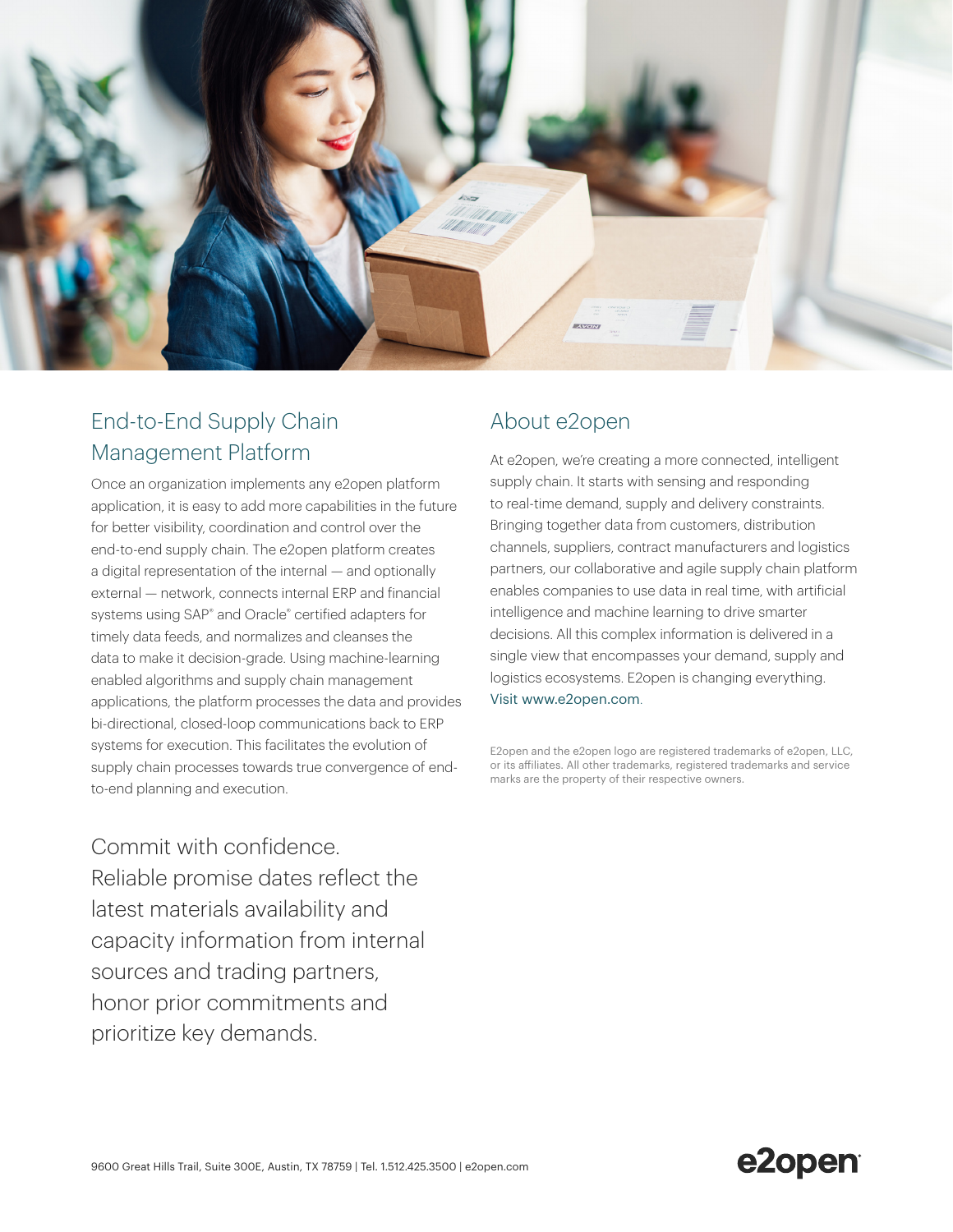## End-to-End Supply Chain Management Platform

Once an organization implements any e2open platform application, it is easy to add more capabilities in the future for better visibility, coordination and control over the end-to-end supply chain. The e2open platform creates a digital representation of the internal — and optionally external — network, connects internal ERP and financial systems using SAP® and Oracle® certified adapters for timely data feeds, and normalizes and cleanses the data to make it decision-grade. Using machine-learning enabled algorithms and supply chain management applications, the platform processes the data and provides bi-directional, closed-loop communications back to ERP systems for execution. This facilitates the evolution of supply chain processes towards true convergence of end-to-end planning and execution.

Commit with confidence. Reliable promise dates reflect the latest materials availability and capacity information from internal sources and trading partners, honor prior commitments and prioritize key demands.

## About e2open

At e2open, we're creating a more connected, intelligent supply chain. It starts with sensing and responding to real-time demand, supply and delivery constraints. Bringing together data from customers, distribution channels, suppliers, contract manufacturers and logistics partners, our collaborative and agile supply chain platform enables companies to use data in real time, with artificial intelligence and machine learning to drive smarter decisions. All this complex information is delivered in a single view that encompasses your demand, supply and logistics ecosystems. E2open is changing everything. Visit www.e2open.com.

E2open and the e2open logo are registered trademarks of e2open, LLC, or its affiliates. All other trademarks, registered trademarks and service marks are the property of their respective owners.

9600 Great Hills Trail, Suite 300E, Austin, TX 78759 | Tel. 1.512.425.3500 | e2open.com

e2open